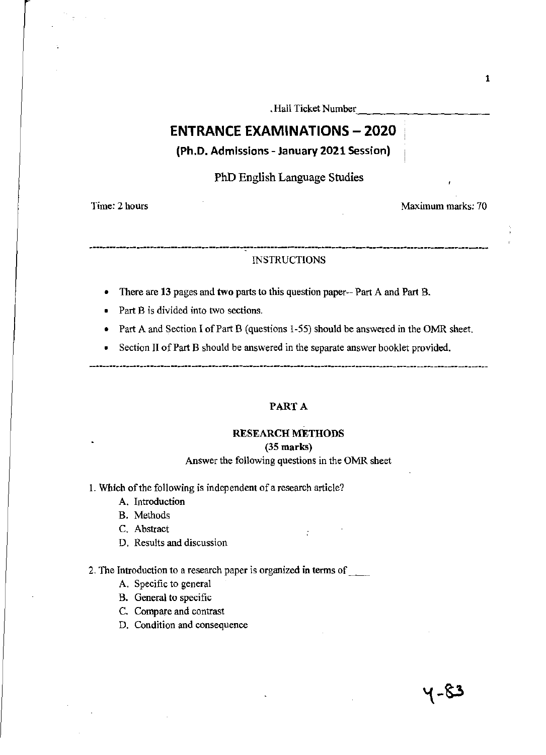Hall Ticket Number\_\_\_\_\_\_\_\_\_\_\_\_\_\_\_\_\_\_\_\_

# ENTRANCE EXAMINATIONS – 2020

## (Ph.D. Admissions - January 2021 Session)

PhD English Language Studies

Time: 2 hours

Maximum marks: 70

---

INSTRUCTIONS

- There are **13** pages and **two** parts to this question paper-- Part A and Part B.
- Part B is divided into two sections.
- Part A and Section I of Part B (questions 1-55) should be answered in the OMR sheet.
- Section II of Part B should be answered in the separate answer booklet provided.

---

## PART A

### RESEARCH METHODS

**(35 marks)**

Answer the following questions in the OMR sheet

1. Which of the following is independent of a research article?
   - A. Introduction
   - B. Methods
   - C. Abstract
   - D. Results and discussion

2. The Introduction to a research paper is organized in terms of \_\_\_\_
   - A. Specific to general
   - B. General to specific
   - C. Compare and contrast
   - D. Condition and consequence

Y-83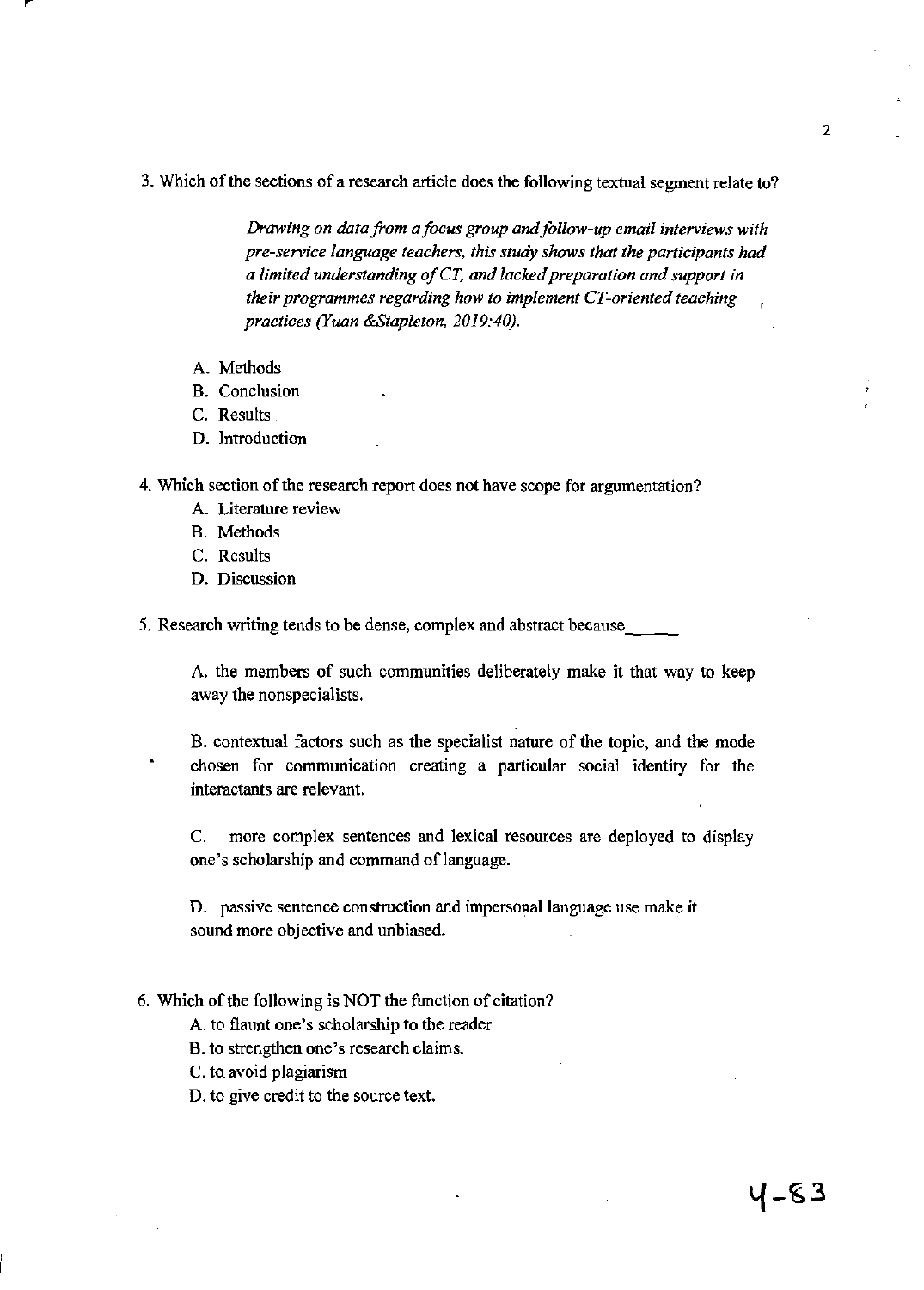3. Which of the sections of a research article does the following textual segment relate to?

> *Drawing on data from a focus group and follow-up email interviews with pre-service language teachers, this study shows that the participants had a limited understanding of CT, and lacked preparation and support in their programmes regarding how to implement CT-oriented teaching practices (Yuan &Stapleton, 2019:40).*

A. Methods
B. Conclusion
C. Results
D. Introduction

4. Which section of the research report does not have scope for argumentation?

A. Literature review
B. Methods
C. Results
D. Discussion

5. Research writing tends to be dense, complex and abstract because_____

A. the members of such communities deliberately make it that way to keep away the nonspecialists.

B. contextual factors such as the specialist nature of the topic, and the mode chosen for communication creating a particular social identity for the interactants are relevant.

C. more complex sentences and lexical resources are deployed to display one's scholarship and command of language.

D. passive sentence construction and impersonal language use make it sound more objective and unbiased.

6. Which of the following is NOT the function of citation?

A. to flaunt one's scholarship to the reader
B. to strengthen one's research claims.
C. to avoid plagiarism
D. to give credit to the source text.

4-83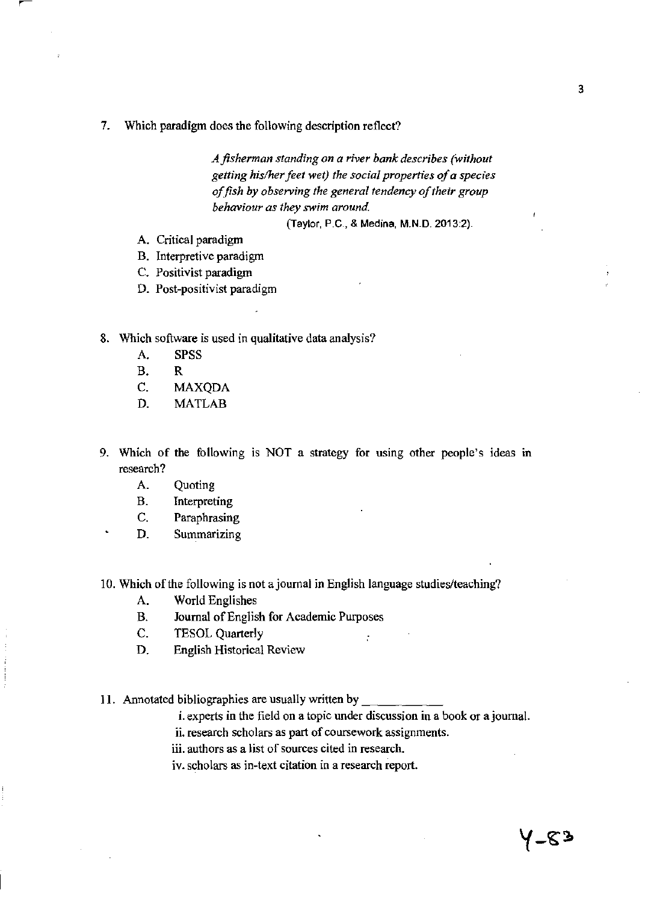7. Which paradigm does the following description reflect?

> *A fisherman standing on a river bank describes (without getting his/her feet wet) the social properties of a species of fish by observing the general tendency of their group behaviour as they swim around.*
>
> (Taylor, P.C., & Medina, M.N.D. 2013:2).

   A. Critical paradigm
   B. Interpretive paradigm
   C. Positivist paradigm
   D. Post-positivist paradigm

8. Which software is used in qualitative data analysis?
   A. SPSS
   B. R
   C. MAXQDA
   D. MATLAB

9. Which of the following is NOT a strategy for using other people's ideas in research?
   A. Quoting
   B. Interpreting
   C. Paraphrasing
   D. Summarizing

10. Which of the following is not a journal in English language studies/teaching?
    A. World Englishes
    B. Journal of English for Academic Purposes
    C. TESOL Quarterly
    D. English Historical Review

11. Annotated bibliographies are usually written by ___________
    i. experts in the field on a topic under discussion in a book or a journal.
    ii. research scholars as part of coursework assignments.
    iii. authors as a list of sources cited in research.
    iv. scholars as in-text citation in a research report.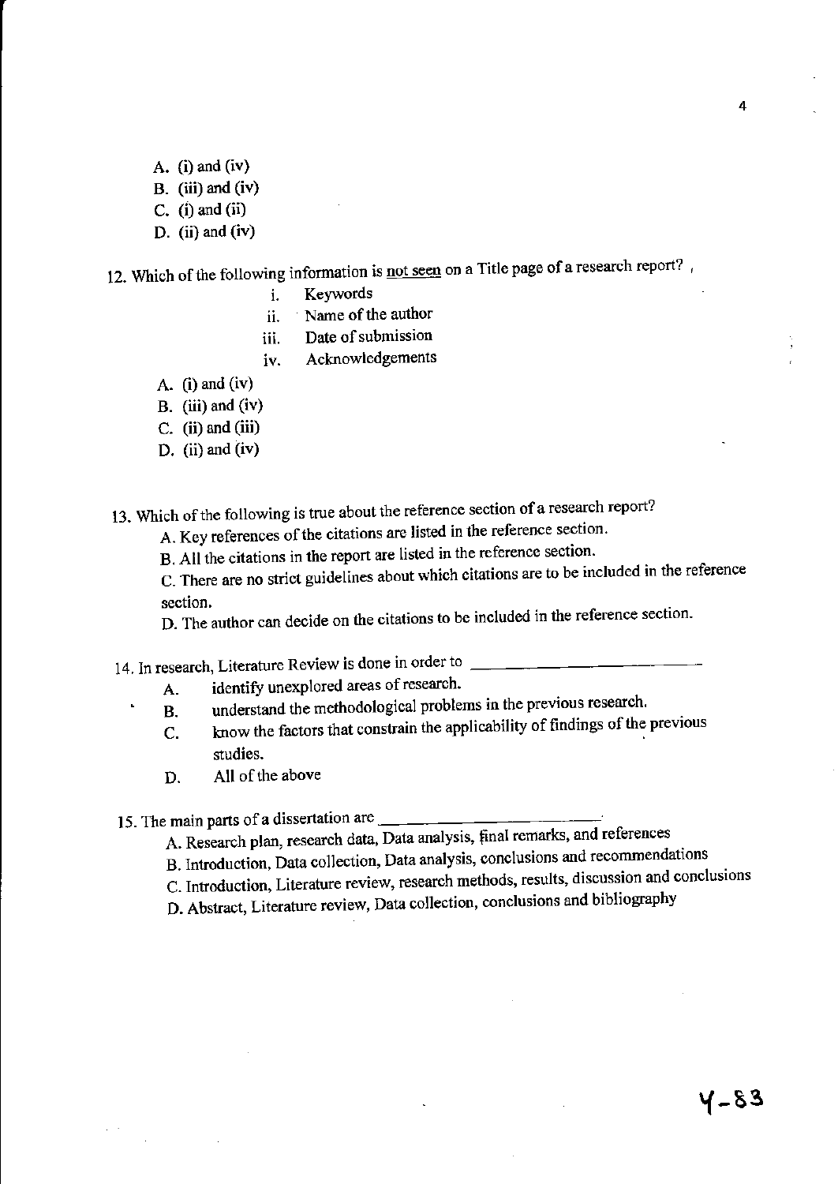A. (i) and (iv)
B. (iii) and (iv)
C. (i) and (ii)
D. (ii) and (iv)

12. Which of the following information is <u>not seen</u> on a Title page of a research report?

i. Keywords
ii. Name of the author
iii. Date of submission
iv. Acknowledgements

A. (i) and (iv)
B. (iii) and (iv)
C. (ii) and (iii)
D. (ii) and (iv)

13. Which of the following is true about the reference section of a research report?

A. Key references of the citations are listed in the reference section.
B. All the citations in the report are listed in the reference section.
C. There are no strict guidelines about which citations are to be included in the reference section.
D. The author can decide on the citations to be included in the reference section.

14. In research, Literature Review is done in order to ______________________

A. identify unexplored areas of research.
B. understand the methodological problems in the previous research.
C. know the factors that constrain the applicability of findings of the previous studies.
D. All of the above

15. The main parts of a dissertation are ______________________

A. Research plan, research data, Data analysis, final remarks, and references
B. Introduction, Data collection, Data analysis, conclusions and recommendations
C. Introduction, Literature review, research methods, results, discussion and conclusions
D. Abstract, Literature review, Data collection, conclusions and bibliography

Y-83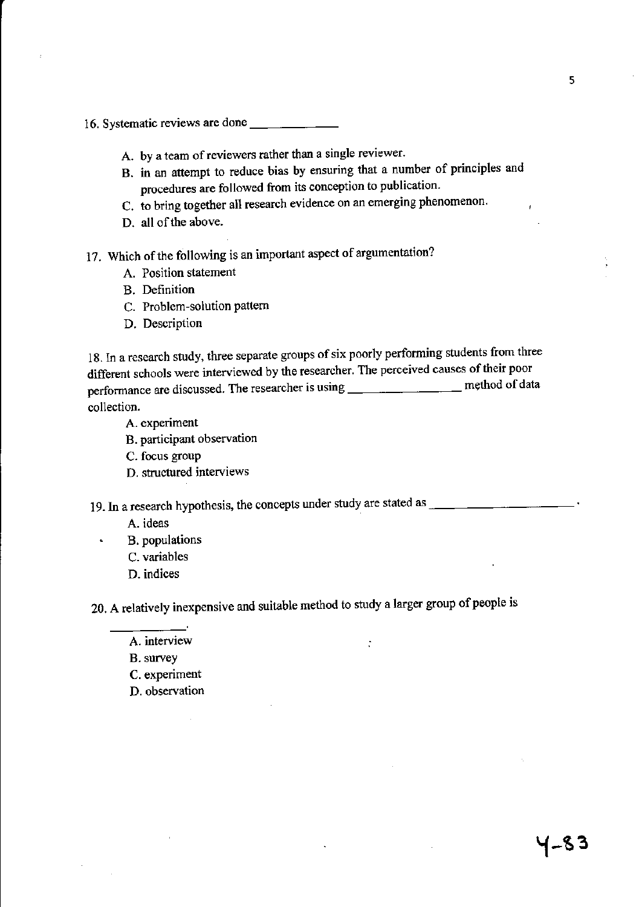16. Systematic reviews are done ____________

   A. by a team of reviewers rather than a single reviewer.
   B. in an attempt to reduce bias by ensuring that a number of principles and procedures are followed from its conception to publication.
   C. to bring together all research evidence on an emerging phenomenon.
   D. all of the above.

17. Which of the following is an important aspect of argumentation?

   A. Position statement
   B. Definition
   C. Problem-solution pattern
   D. Description

18. In a research study, three separate groups of six poorly performing students from three different schools were interviewed by the researcher. The perceived causes of their poor performance are discussed. The researcher is using ________________ method of data collection.

   A. experiment
   B. participant observation
   C. focus group
   D. structured interviews

19. In a research hypothesis, the concepts under study are stated as ____________________.

   A. ideas
   B. populations
   C. variables
   D. indices

20. A relatively inexpensive and suitable method to study a larger group of people is ___________.

   A. interview
   B. survey
   C. experiment
   D. observation

4-83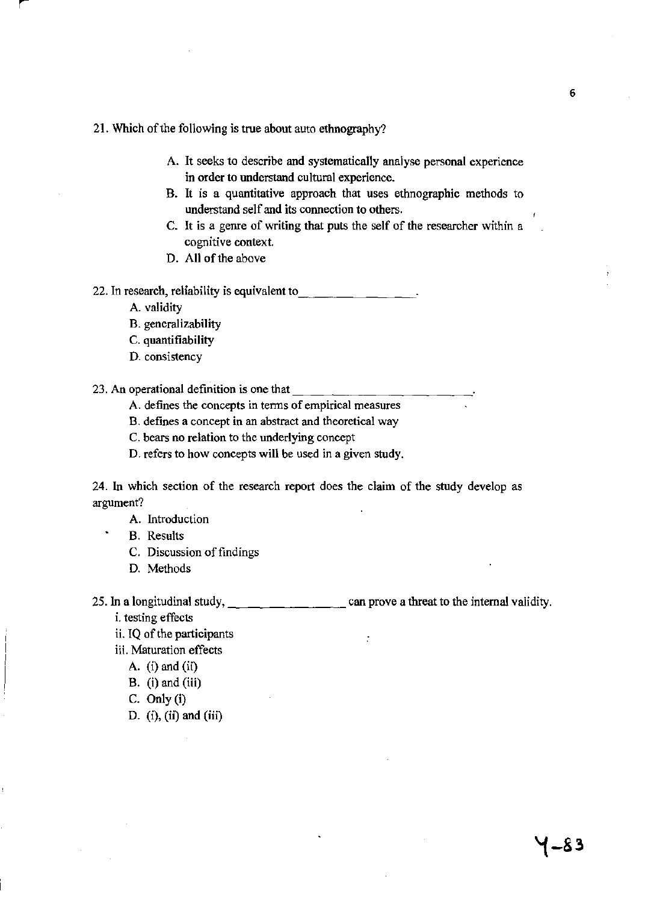21. Which of the following is true about auto ethnography?

A. It seeks to describe and systematically analyse personal experience in order to understand cultural experience.
B. It is a quantitative approach that uses ethnographic methods to understand self and its connection to others.
C. It is a genre of writing that puts the self of the researcher within a cognitive context.
D. All of the above

22. In research, reliability is equivalent to_________________.

A. validity
B. generalizability
C. quantifiability
D. consistency

23. An operational definition is one that ___________________________.

A. defines the concepts in terms of empirical measures
B. defines a concept in an abstract and theoretical way
C. bears no relation to the underlying concept
D. refers to how concepts will be used in a given study.

24. In which section of the research report does the claim of the study develop as argument?

A. Introduction
B. Results
C. Discussion of findings
D. Methods

25. In a longitudinal study, __________________ can prove a threat to the internal validity.

i. testing effects
ii. IQ of the participants
iii. Maturation effects

A. (i) and (ii)
B. (i) and (iii)
C. Only (i)
D. (i), (ii) and (iii)

Y-83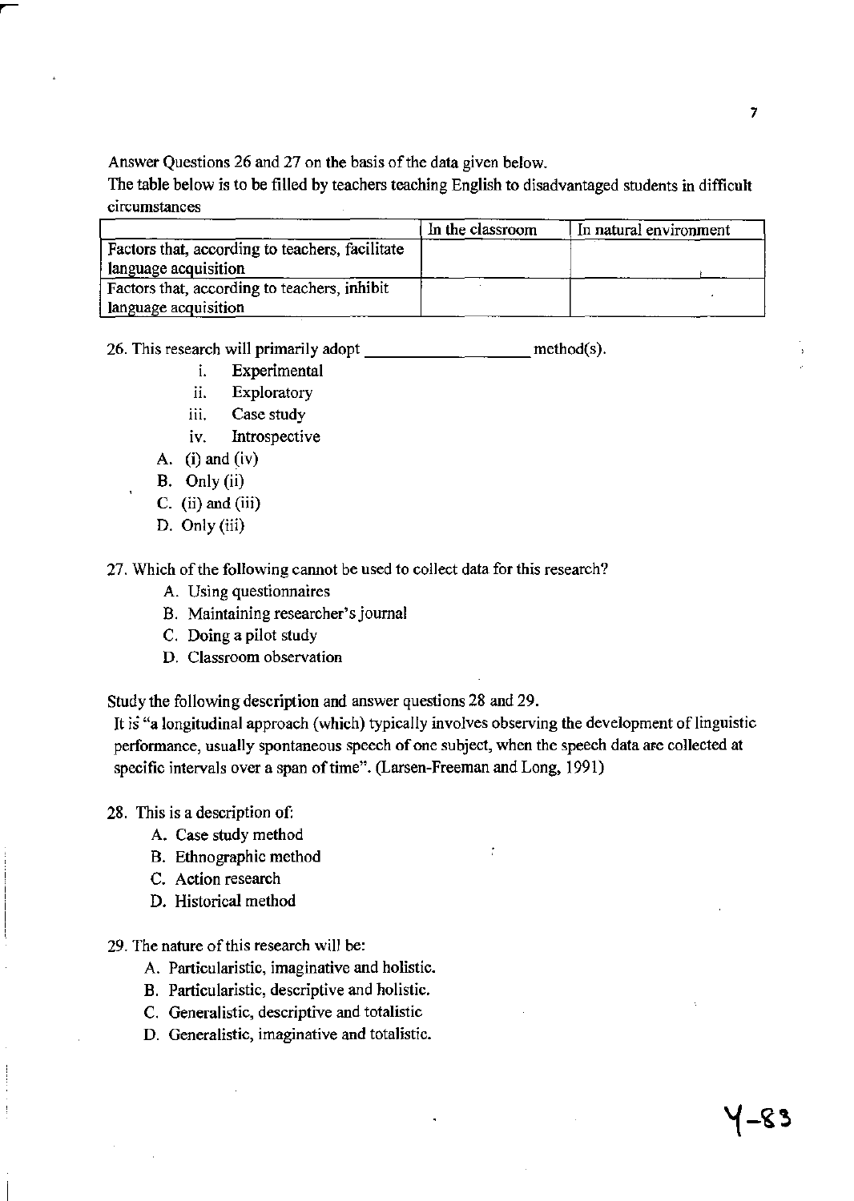Answer Questions 26 and 27 on the basis of the data given below.

The table below is to be filled by teachers teaching English to disadvantaged students in difficult circumstances

| | In the classroom | In natural environment |
|---|---|---|
| Factors that, according to teachers, facilitate language acquisition | | |
| Factors that, according to teachers, inhibit language acquisition | | |

26. This research will primarily adopt ________________ method(s).

    i. Experimental
    ii. Exploratory
    iii. Case study
    iv. Introspective

    A. (i) and (iv)
    B. Only (ii)
    C. (ii) and (iii)
    D. Only (iii)

27. Which of the following cannot be used to collect data for this research?

    A. Using questionnaires
    B. Maintaining researcher's journal
    C. Doing a pilot study
    D. Classroom observation

Study the following description and answer questions 28 and 29.

It is "a longitudinal approach (which) typically involves observing the development of linguistic performance, usually spontaneous speech of one subject, when the speech data are collected at specific intervals over a span of time". (Larsen-Freeman and Long, 1991)

28. This is a description of:

    A. Case study method
    B. Ethnographic method
    C. Action research
    D. Historical method

29. The nature of this research will be:

    A. Particularistic, imaginative and holistic.
    B. Particularistic, descriptive and holistic.
    C. Generalistic, descriptive and totalistic
    D. Generalistic, imaginative and totalistic.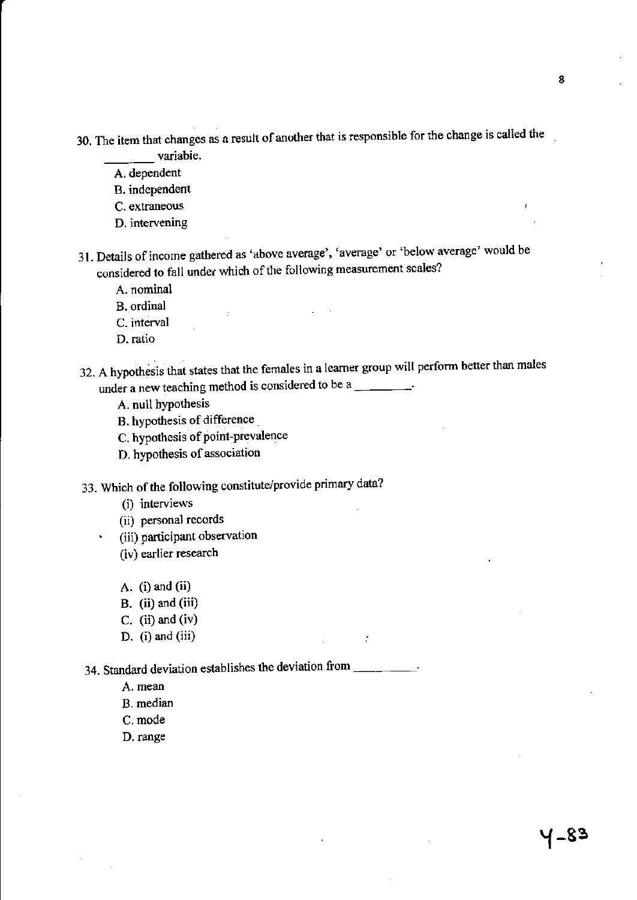30. The item that changes as a result of another that is responsible for the change is called the _______ variabie.

    A. dependent
    B. independent
    C. extraneous
    D. intervening

31. Details of income gathered as 'above average', 'average' or 'below average' would be considered to fall under which of the following measurement scales?

    A. nominal
    B. ordinal
    C. interval
    D. ratio

32. A hypothesis that states that the females in a learner group will perform better than males under a new teaching method is considered to be a ________.

    A. null hypothesis
    B. hypothesis of difference
    C. hypothesis of point-prevalence
    D. hypothesis of association

33. Which of the following constitute/provide primary data?

    (i) interviews
    (ii) personal records
    (iii) participant observation
    (iv) earlier research

    A. (i) and (ii)
    B. (ii) and (iii)
    C. (ii) and (iv)
    D. (i) and (iii)

34. Standard deviation establishes the deviation from _________.

    A. mean
    B. median
    C. mode
    D. range

Y-83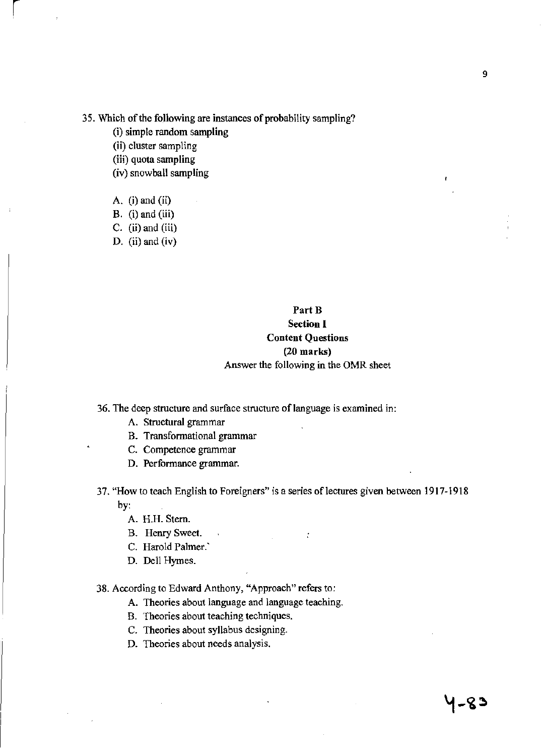35. Which of the following are instances of probability sampling?

(i) simple random sampling
(ii) cluster sampling
(iii) quota sampling
(iv) snowball sampling

A. (i) and (ii)
B. (i) and (iii)
C. (ii) and (iii)
D. (ii) and (iv)

**Part B**

**Section I**

**Content Questions**

**(20 marks)**

Answer the following in the OMR sheet

36. The deep structure and surface structure of language is examined in:

A. Structural grammar
B. Transformational grammar
C. Competence grammar
D. Performance grammar.

37. "How to teach English to Foreigners" is a series of lectures given between 1917-1918 by:

A. H.H. Stern.
B. Henry Sweet.
C. Harold Palmer.
D. Dell Hymes.

38. According to Edward Anthony, "Approach" refers to:

A. Theories about language and language teaching.
B. Theories about teaching techniques.
C. Theories about syllabus designing.
D. Theories about needs analysis.

4-83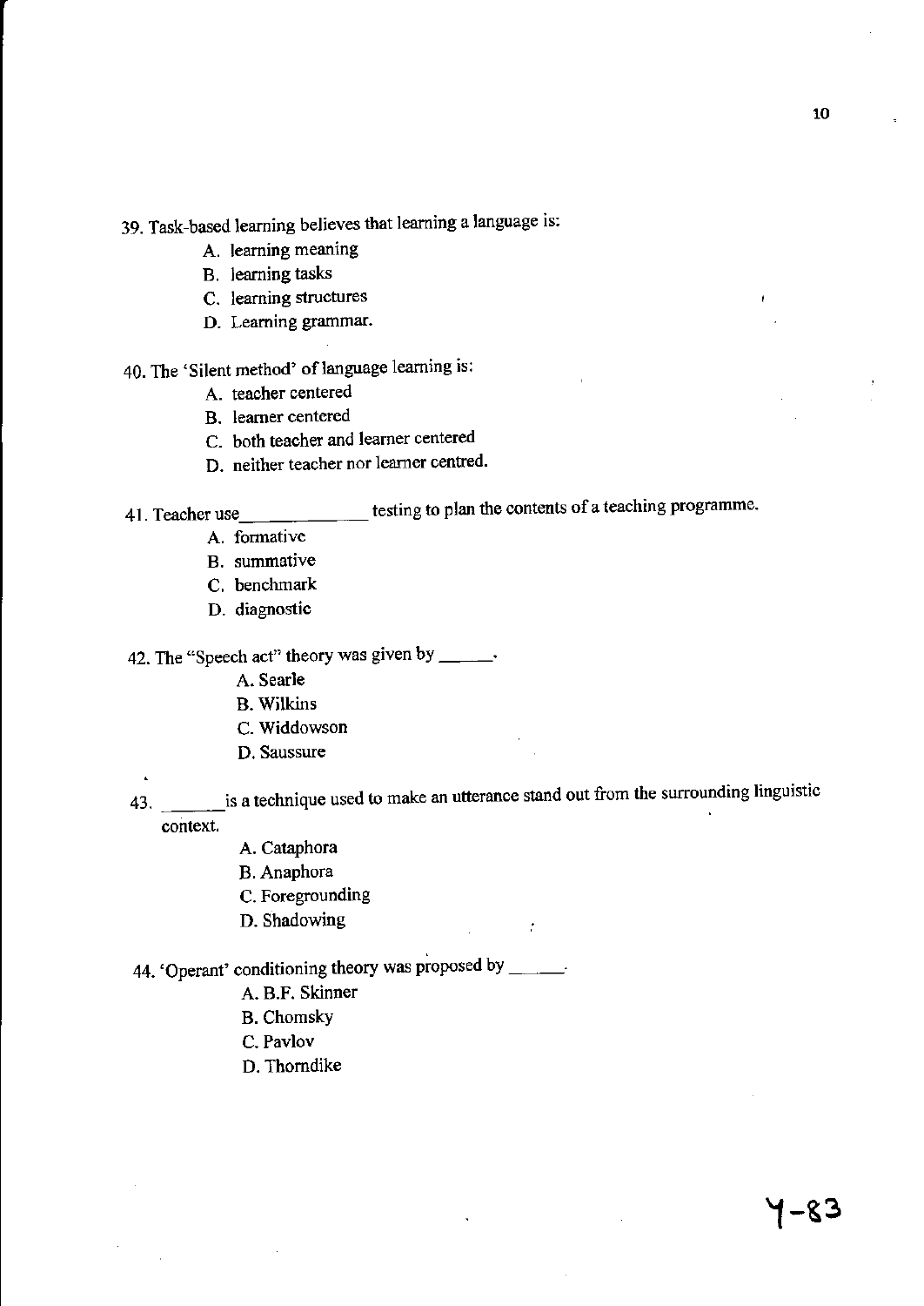39. Task-based learning believes that learning a language is:

    A. learning meaning
    B. learning tasks
    C. learning structures
    D. Learning grammar.

40. The 'Silent method' of language learning is:

    A. teacher centered
    B. learner centered
    C. both teacher and learner centered
    D. neither teacher nor learner centred.

41. Teacher use_____________ testing to plan the contents of a teaching programme.

    A. formative
    B. summative
    C. benchmark
    D. diagnostic

42. The "Speech act" theory was given by ______.

    A. Searle
    B. Wilkins
    C. Widdowson
    D. Saussure

43. ______is a technique used to make an utterance stand out from the surrounding linguistic context.

    A. Cataphora
    B. Anaphora
    C. Foregrounding
    D. Shadowing

44. 'Operant' conditioning theory was proposed by ______.

    A. B.F. Skinner
    B. Chomsky
    C. Pavlov
    D. Thorndike

Y-83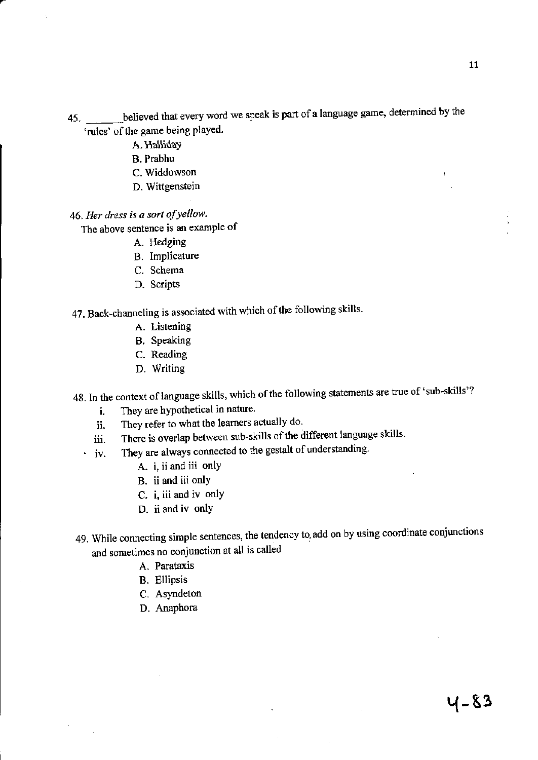45. ______believed that every word we speak is part of a language game, determined by the 'rules' of the game being played.

A. Halliday
B. Prabhu
C. Widdowson
D. Wittgenstein

46. *Her dress is a sort of yellow.*

The above sentence is an example of

A. Hedging
B. Implicature
C. Schema
D. Scripts

47. Back-channeling is associated with which of the following skills.

A. Listening
B. Speaking
C. Reading
D. Writing

48. In the context of language skills, which of the following statements are true of 'sub-skills'?

i. They are hypothetical in nature.
ii. They refer to what the learners actually do.
iii. There is overlap between sub-skills of the different language skills.
iv. They are always connected to the gestalt of understanding.

A. i, ii and iii only
B. ii and iii only
C. i, iii and iv only
D. ii and iv only

49. While connecting simple sentences, the tendency to add on by using coordinate conjunctions and sometimes no conjunction at all is called

A. Parataxis
B. Ellipsis
C. Asyndeton
D. Anaphora

4-83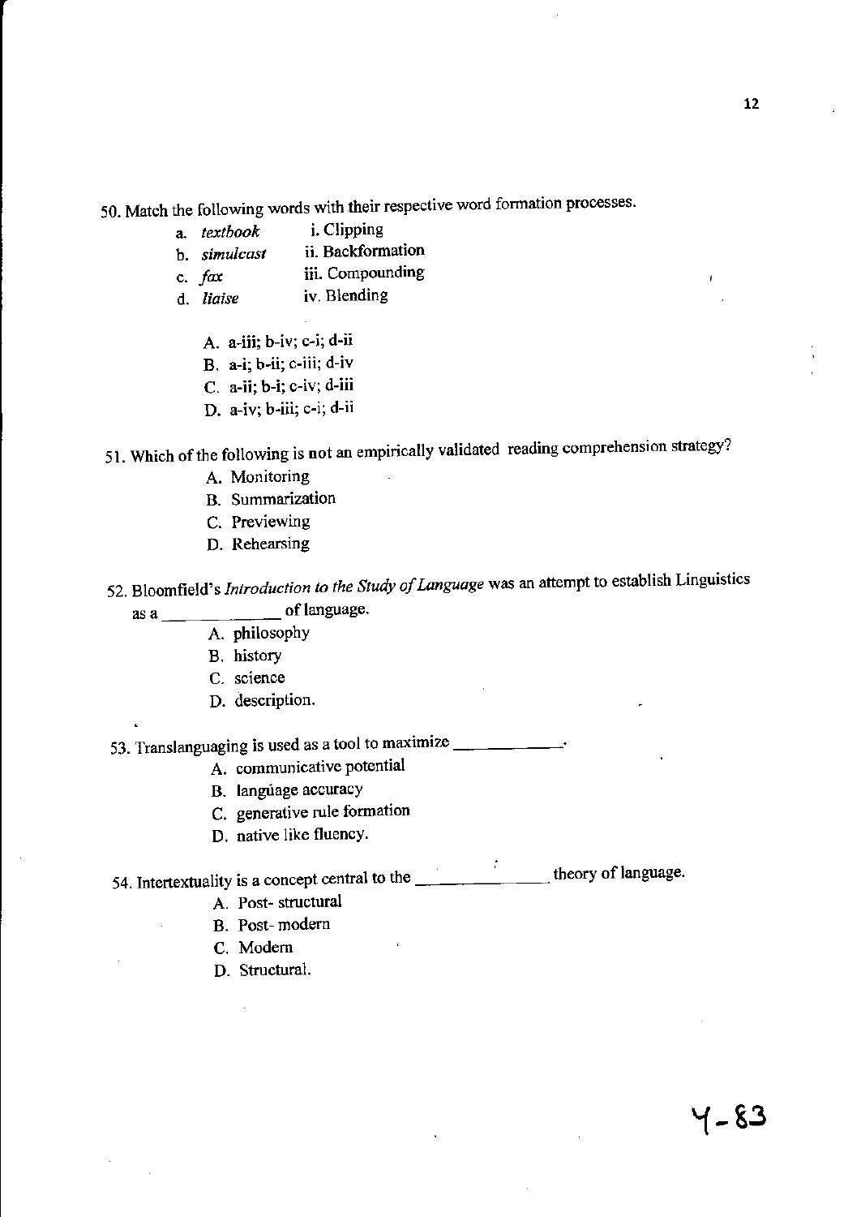50. Match the following words with their respective word formation processes.

   a. *textbook* i. Clipping
   b. *simulcast* ii. Backformation
   c. *fax* iii. Compounding
   d. *liaise* iv. Blending

   A. a-iii; b-iv; c-i; d-ii
   B. a-i; b-ii; c-iii; d-iv
   C. a-ii; b-i; c-iv; d-iii
   D. a-iv; b-iii; c-i; d-ii

51. Which of the following is **not** an empirically validated reading comprehension strategy?

   A. Monitoring
   B. Summarization
   C. Previewing
   D. Rehearsing

52. Bloomfield's *Introduction to the Study of Language* was an attempt to establish Linguistics as a ____________ of language.

   A. philosophy
   B. history
   C. science
   D. description.

53. Translanguaging is used as a tool to maximize ____________.

   A. communicative potential
   B. language accuracy
   C. generative rule formation
   D. native like fluency.

54. Intertextuality is a concept central to the ____________ theory of language.

   A. Post- structural
   B. Post- modern
   C. Modern
   D. Structural.

Y-83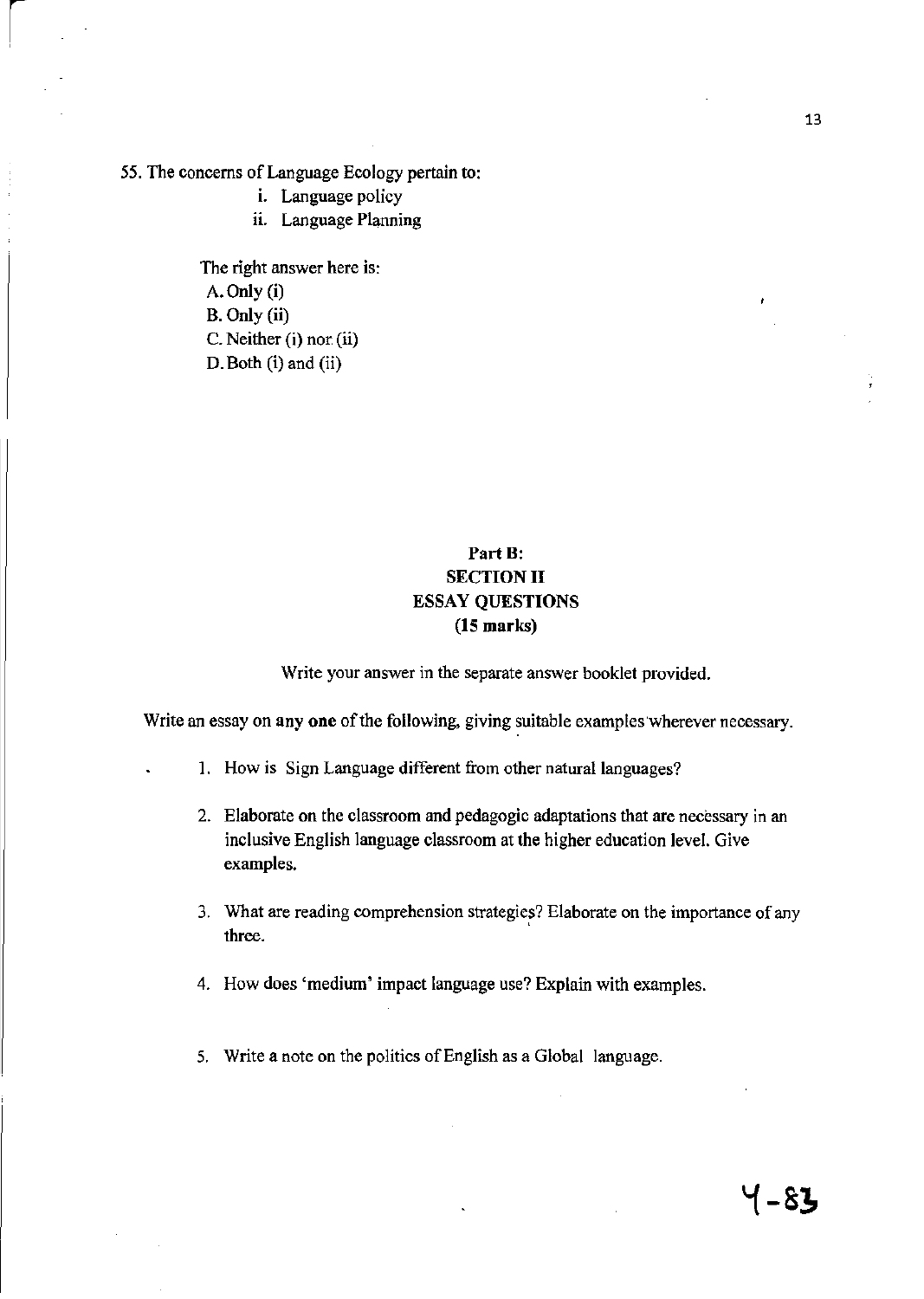55. The concerns of Language Ecology pertain to:

   i. Language policy
   ii. Language Planning

   The right answer here is:
   A. Only (i)
   B. Only (ii)
   C. Neither (i) nor (ii)
   D. Both (i) and (ii)

## Part B:
## SECTION II
## ESSAY QUESTIONS
## (15 marks)

Write your answer in the separate answer booklet provided.

Write an essay on **any one** of the following, giving suitable examples wherever necessary.

1. How is Sign Language different from other natural languages?

2. Elaborate on the classroom and pedagogic adaptations that are necessary in an inclusive English language classroom at the higher education level. Give examples.

3. What are reading comprehension strategies? Elaborate on the importance of any three.

4. How does 'medium' impact language use? Explain with examples.

5. Write a note on the politics of English as a Global language.

4-83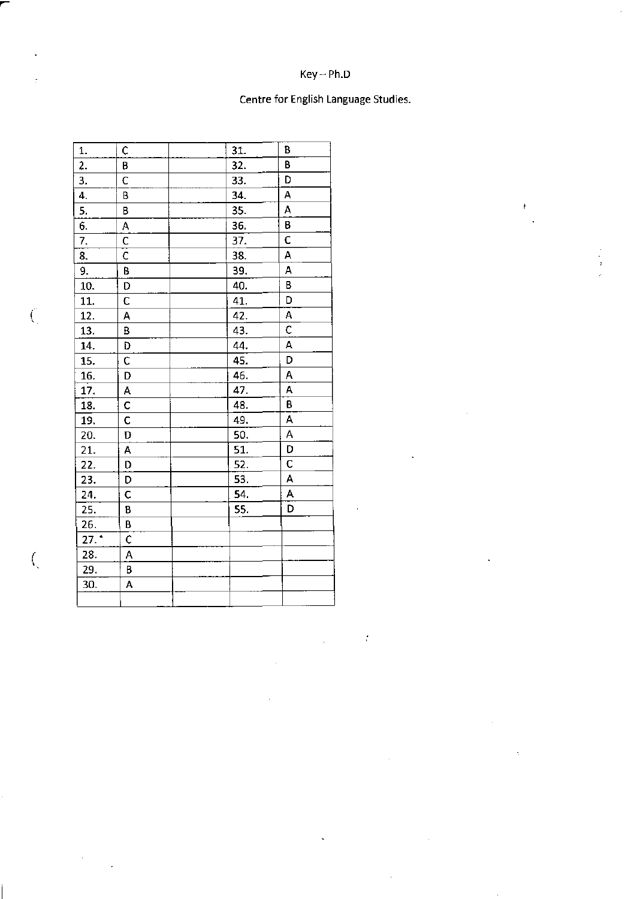Key – Ph.D

Centre for English Language Studies.

| | | | | |
|---|---|---|---|---|
| 1. | C | | 31. | B |
| 2. | B | | 32. | B |
| 3. | C | | 33. | D |
| 4. | B | | 34. | A |
| 5. | B | | 35. | A |
| 6. | A | | 36. | B |
| 7. | C | | 37. | C |
| 8. | C | | 38. | A |
| 9. | B | | 39. | A |
| 10. | D | | 40. | B |
| 11. | C | | 41. | D |
| 12. | A | | 42. | A |
| 13. | B | | 43. | C |
| 14. | D | | 44. | A |
| 15. | C | | 45. | D |
| 16. | D | | 46. | A |
| 17. | A | | 47. | A |
| 18. | C | | 48. | B |
| 19. | C | | 49. | A |
| 20. | D | | 50. | A |
| 21. | A | | 51. | D |
| 22. | D | | 52. | C |
| 23. | D | | 53. | A |
| 24. | C | | 54. | A |
| 25. | B | | 55. | D |
| 26. | B | | | |
| 27. | C | | | |
| 28. | A | | | |
| 29. | B | | | |
| 30. | A | | | |
| | | | | |